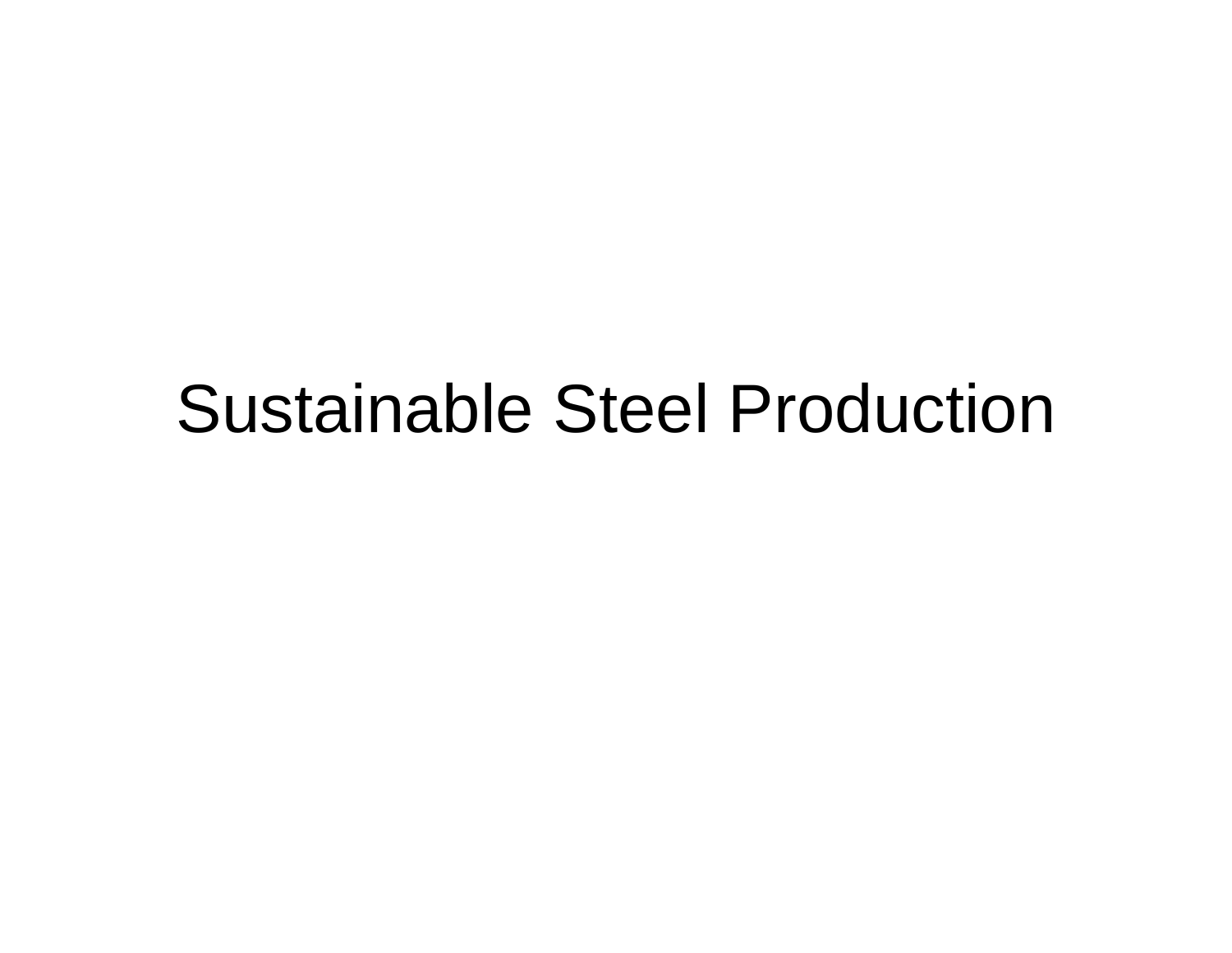# Sustainable Steel Production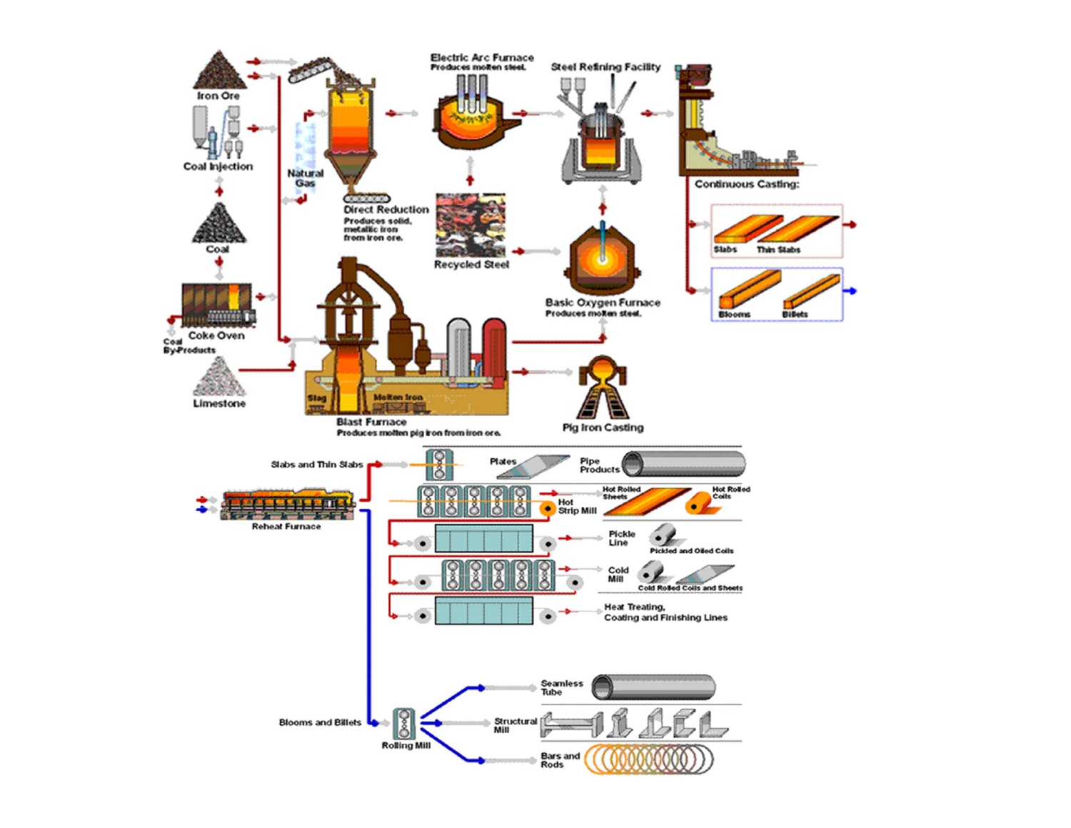Iron Ore

Coal Injection

Coal

Coke Oven

Coal By-Products

Limestone

Natural Gas

Direct Reduction
Produces solid, metallic iron from iron ore.

Electric Arc Furnace
Produces molten steel.

Recycled Steel

Steel Refining Facility

Basic Oxygen Furnace
Produces molten steel.

Continuous Casting:

Slabs | Thin Slabs

Blooms | Billets

Slag | Molten Iron

Blast Furnace
Produces molten pig iron from iron ore.

Pig Iron Casting

Reheat Furnace

Slabs and Thin Slabs

Plates

Pipe Products

Hot Strip Mill

Hot Rolled Sheets

Hot Rolled Coils

Pickle Line

Pickled and Oiled Coils

Cold Mill

Cold Rolled Coils and Sheets

Heat Treating, Coating and Finishing Lines

Blooms and Billets

Rolling Mill

Seamless Tube

Structural Mill

Bars and Rods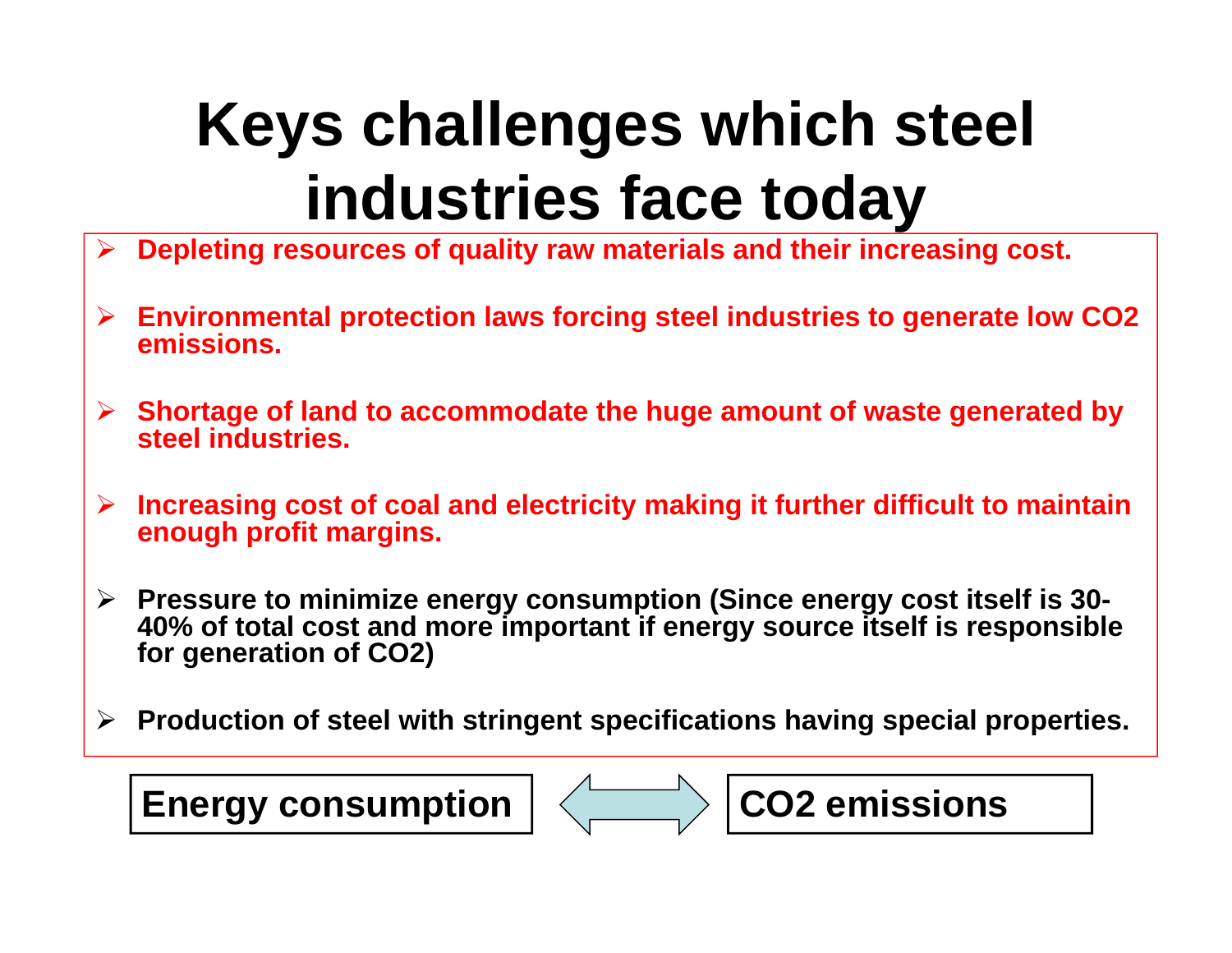# Keys challenges which steel industries face today

- **Depleting resources of quality raw materials and their increasing cost.**
- **Environmental protection laws forcing steel industries to generate low $CO_2$ emissions.**
- **Shortage of land to accommodate the huge amount of waste generated by steel industries.**
- **Increasing cost of coal and electricity making it further difficult to maintain enough profit margins.**
- **Pressure to minimize energy consumption (Since energy cost itself is 30-40% of total cost and more important if energy source itself is responsible for generation of $CO_2$)**
- **Production of steel with stringent specifications having special properties.**

**Energy consumption** ⟷ **$CO_2$ emissions**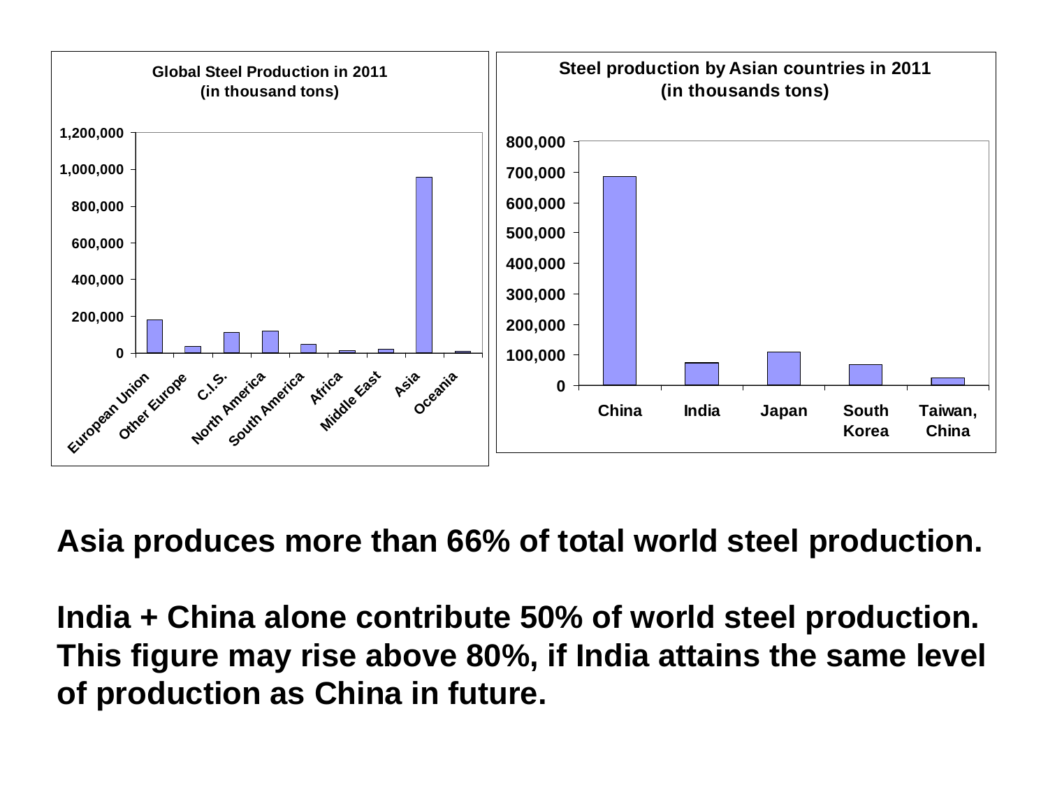**Global Steel Production in 2011 (in thousand tons)**

**Steel production by Asian countries in 2011 (in thousands tons)**

**Asia produces more than 66% of total world steel production.**

**India + China alone contribute 50% of world steel production. This figure may rise above 80%, if India attains the same level of production as China in future.**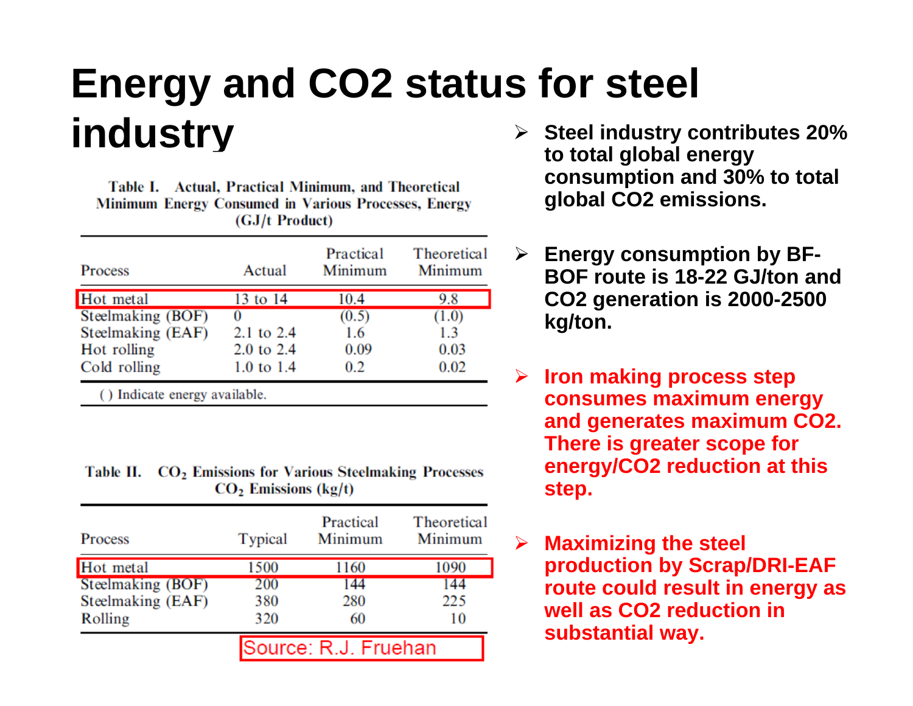# Energy and CO2 status for steel industry

Table I. Actual, Practical Minimum, and Theoretical Minimum Energy Consumed in Various Processes, Energy (GJ/t Product)

| Process | Actual | Practical Minimum | Theoretical Minimum |
|---|---|---|---|
| Hot metal | 13 to 14 | 10.4 | 9.8 |
| Steelmaking (BOF) | 0 | (0.5) | (1.0) |
| Steelmaking (EAF) | 2.1 to 2.4 | 1.6 | 1.3 |
| Hot rolling | 2.0 to 2.4 | 0.09 | 0.03 |
| Cold rolling | 1.0 to 1.4 | 0.2 | 0.02 |

( ) Indicate energy available.

Table II. $CO_2$ Emissions for Various Steelmaking Processes $CO_2$ Emissions (kg/t)

| Process | Typical | Practical Minimum | Theoretical Minimum |
|---|---|---|---|
| Hot metal | 1500 | 1160 | 1090 |
| Steelmaking (BOF) | 200 | 144 | 144 |
| Steelmaking (EAF) | 380 | 280 | 225 |
| Rolling | 320 | 60 | 10 |

Source: R.J. Fruehan

- **Steel industry contributes 20% to total global energy consumption and 30% to total global CO2 emissions.**
- **Energy consumption by BF-BOF route is 18-22 GJ/ton and CO2 generation is 2000-2500 kg/ton.**
- **Iron making process step consumes maximum energy and generates maximum CO2. There is greater scope for energy/CO2 reduction at this step.**
- **Maximizing the steel production by Scrap/DRI-EAF route could result in energy as well as CO2 reduction in substantial way.**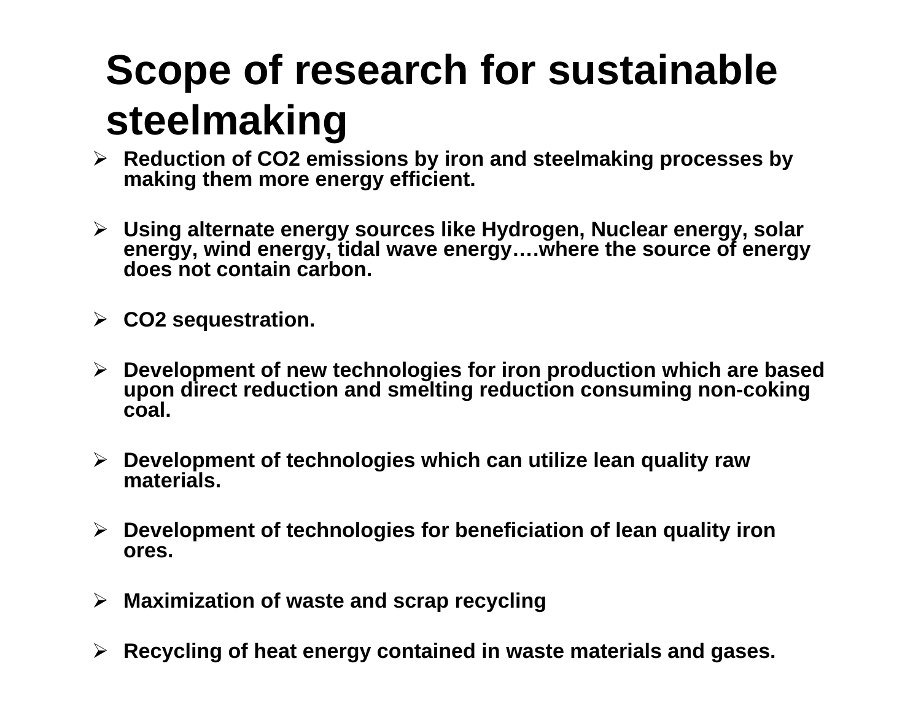# Scope of research for sustainable steelmaking

- **Reduction of $CO_2$ emissions by iron and steelmaking processes by making them more energy efficient.**
- **Using alternate energy sources like Hydrogen, Nuclear energy, solar energy, wind energy, tidal wave energy….where the source of energy does not contain carbon.**
- **$CO_2$ sequestration.**
- **Development of new technologies for iron production which are based upon direct reduction and smelting reduction consuming non-coking coal.**
- **Development of technologies which can utilize lean quality raw materials.**
- **Development of technologies for beneficiation of lean quality iron ores.**
- **Maximization of waste and scrap recycling**
- **Recycling of heat energy contained in waste materials and gases.**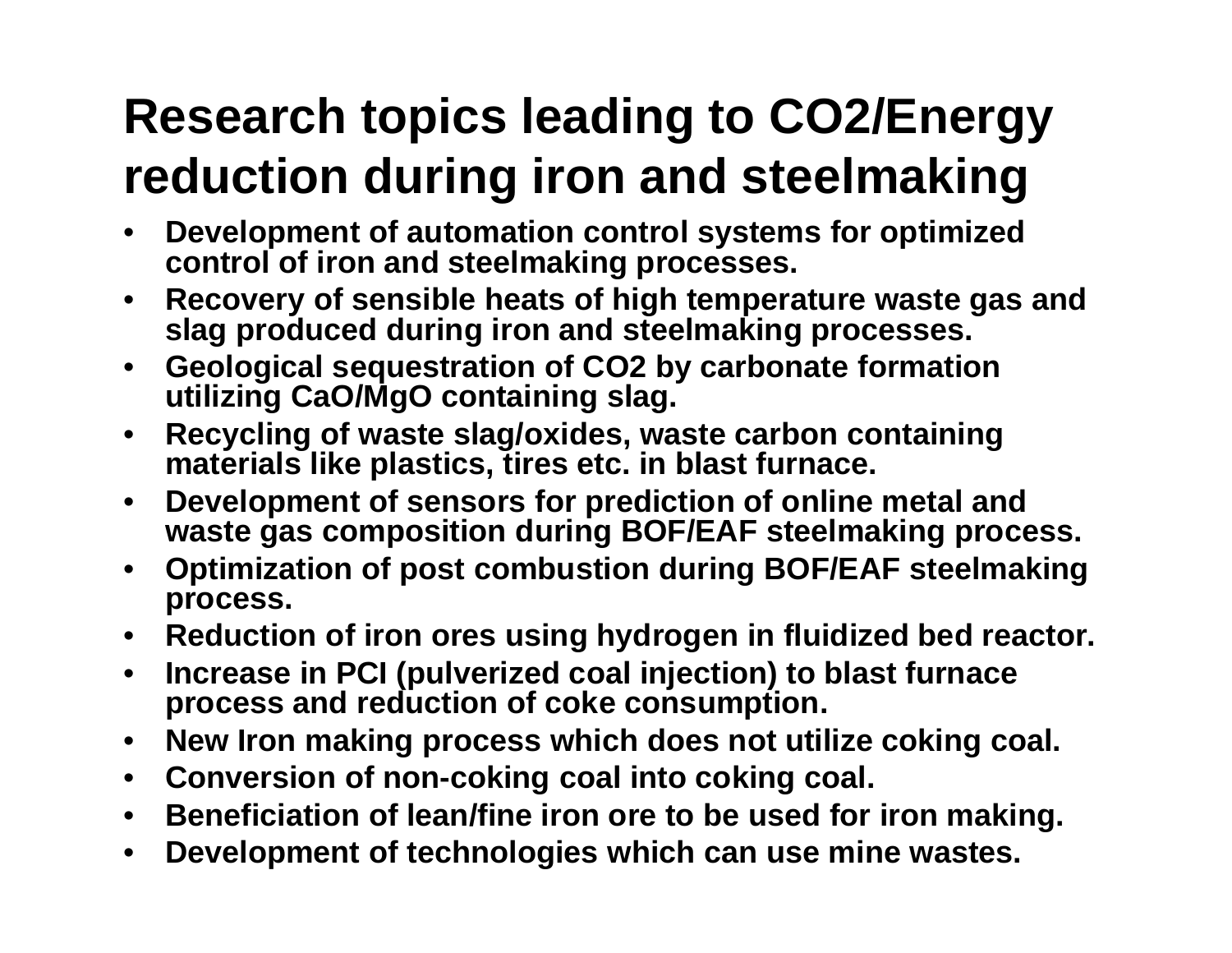# Research topics leading to CO2/Energy reduction during iron and steelmaking

- Development of automation control systems for optimized control of iron and steelmaking processes.
- Recovery of sensible heats of high temperature waste gas and slag produced during iron and steelmaking processes.
- Geological sequestration of CO2 by carbonate formation utilizing CaO/MgO containing slag.
- Recycling of waste slag/oxides, waste carbon containing materials like plastics, tires etc. in blast furnace.
- Development of sensors for prediction of online metal and waste gas composition during BOF/EAF steelmaking process.
- Optimization of post combustion during BOF/EAF steelmaking process.
- Reduction of iron ores using hydrogen in fluidized bed reactor.
- Increase in PCI (pulverized coal injection) to blast furnace process and reduction of coke consumption.
- New Iron making process which does not utilize coking coal.
- Conversion of non-coking coal into coking coal.
- Beneficiation of lean/fine iron ore to be used for iron making.
- Development of technologies which can use mine wastes.